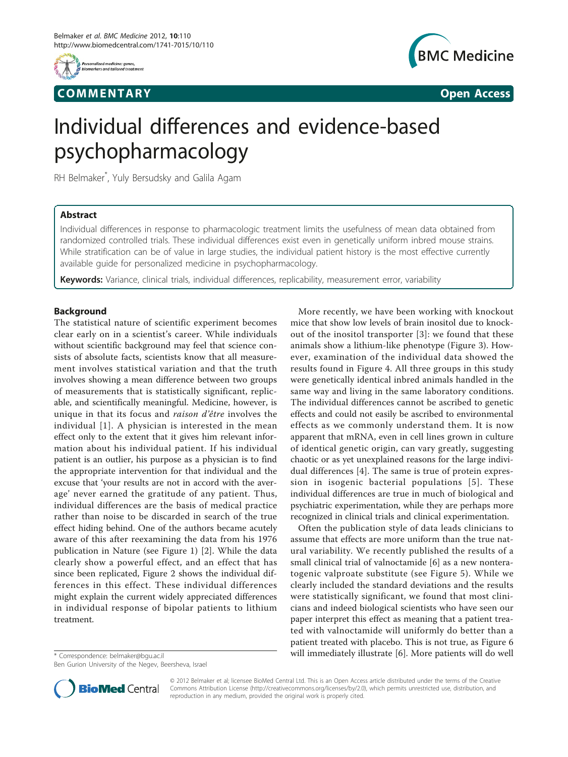COMMENTARY **Open Access**

# Individual differences and evidence-based psychopharmacology

RH Belmaker*, Yuly Bersudsky and Galila Agam

## Abstract

Individual differences in response to pharmacologic treatment limits the usefulness of mean data obtained from randomized controlled trials. These individual differences exist even in genetically uniform inbred mouse strains. While stratification can be of value in large studies, the individual patient history is the most effective currently available guide for personalized medicine in psychopharmacology.

**Keywords:** Variance, clinical trials, individual differences, replicability, measurement error, variability

## Background

The statistical nature of scientific experiment becomes clear early on in a scientist's career. While individuals without scientific background may feel that science consists of absolute facts, scientists know that all measurement involves statistical variation and that the truth involves showing a mean difference between two groups of measurements that is statistically significant, replicable, and scientifically meaningful. Medicine, however, is unique in that its focus and *raison d'être* involves the individual [1]. A physician is interested in the mean effect only to the extent that it gives him relevant information about his individual patient. If his individual patient is an outlier, his purpose as a physician is to find the appropriate intervention for that individual and the excuse that 'your results are not in accord with the average' never earned the gratitude of any patient. Thus, individual differences are the basis of medical practice rather than noise to be discarded in search of the true effect hiding behind. One of the authors became acutely aware of this after reexamining the data from his 1976 publication in Nature (see Figure 1) [2]. While the data clearly show a powerful effect, and an effect that has since been replicated, Figure 2 shows the individual differences in this effect. These individual differences might explain the current widely appreciated differences in individual response of bipolar patients to lithium treatment.

More recently, we have been working with knockout mice that show low levels of brain inositol due to knockout of the inositol transporter [3]: we found that these animals show a lithium-like phenotype (Figure 3). However, examination of the individual data showed the results found in Figure 4. All three groups in this study were genetically identical inbred animals handled in the same way and living in the same laboratory conditions. The individual differences cannot be ascribed to genetic effects and could not easily be ascribed to environmental effects as we commonly understand them. It is now apparent that mRNA, even in cell lines grown in culture of identical genetic origin, can vary greatly, suggesting chaotic or as yet unexplained reasons for the large individual differences [4]. The same is true of protein expression in isogenic bacterial populations [5]. These individual differences are true in much of biological and psychiatric experimentation, while they are perhaps more recognized in clinical trials and clinical experimentation.

Often the publication style of data leads clinicians to assume that effects are more uniform than the true natural variability. We recently published the results of a small clinical trial of valnoctamide [6] as a new nonteratogenic valproate substitute (see Figure 5). While we clearly included the standard deviations and the results were statistically significant, we found that most clinicians and indeed biological scientists who have seen our paper interpret this effect as meaning that a patient treated with valnoctamide will uniformly do better than a patient treated with placebo. This is not true, as Figure 6 will immediately illustrate [6]. More patients will do well

\* Correspondence: belmaker@bgu.ac.il
Ben Gurion University of the Negev, Beersheva, Israel

© 2012 Belmaker et al; licensee BioMed Central Ltd. This is an Open Access article distributed under the terms of the Creative Commons Attribution License (http://creativecommons.org/licenses/by/2.0), which permits unrestricted use, distribution, and reproduction in any medium, provided the original work is properly cited.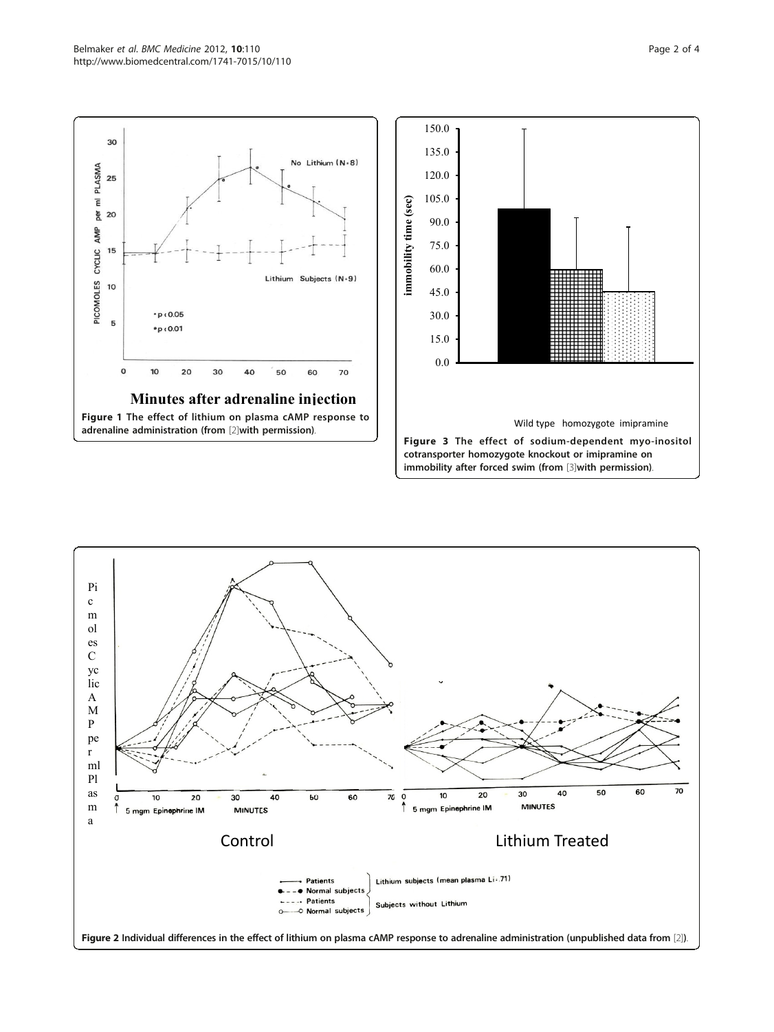Figure 1 The effect of lithium on plasma cAMP response to adrenaline administration (from [2]with permission).

Figure 3 The effect of sodium-dependent myo-inositol cotransporter homozygote knockout or imipramine on immobility after forced swim (from [3]with permission).

Figure 2 Individual differences in the effect of lithium on plasma cAMP response to adrenaline administration (unpublished data from [2]).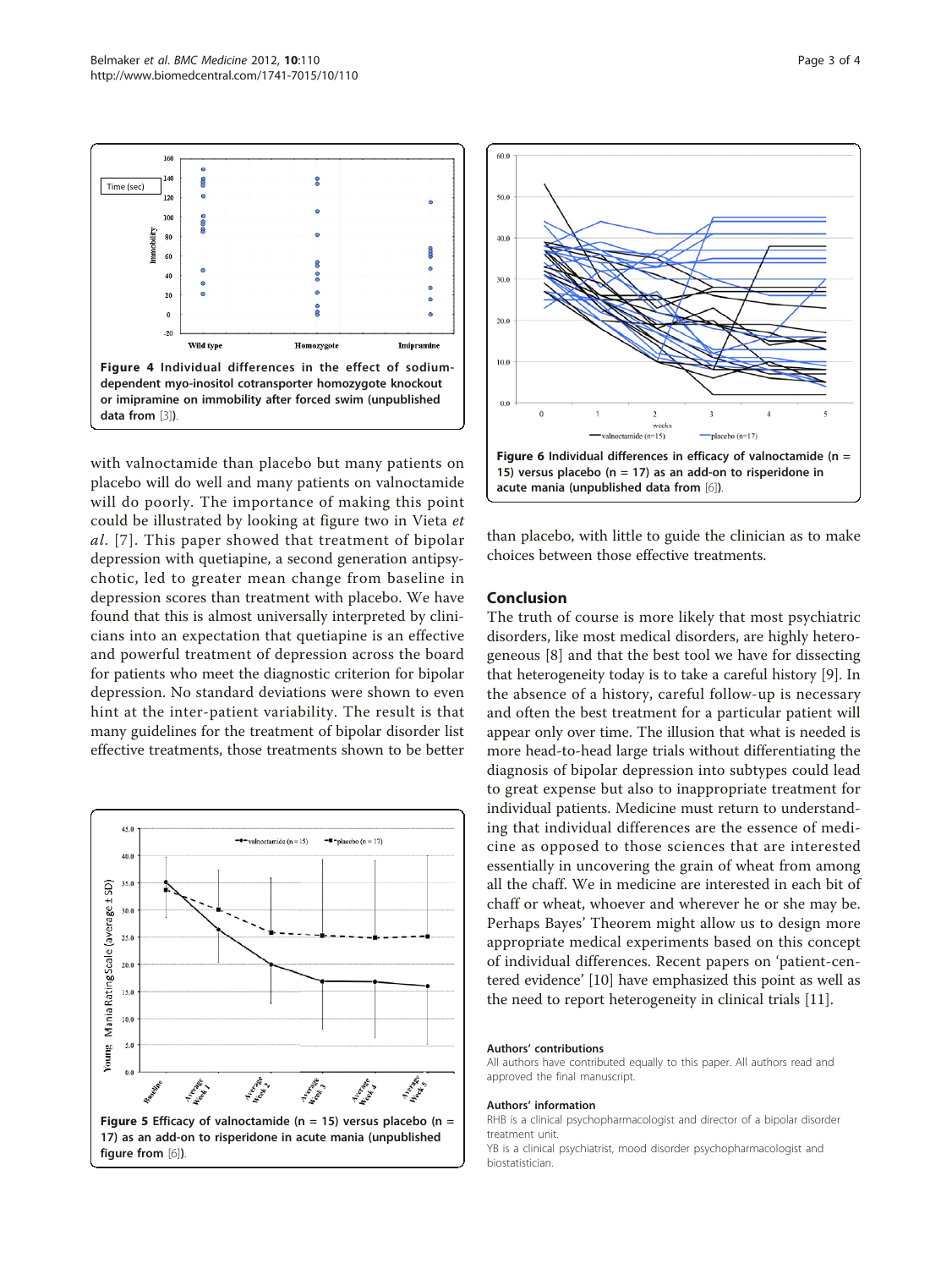Figure 4 Individual differences in the effect of sodium-dependent myo-inositol cotransporter homozygote knockout or imipramine on immobility after forced swim (unpublished data from [3]).

with valnoctamide than placebo but many patients on placebo will do well and many patients on valnoctamide will do poorly. The importance of making this point could be illustrated by looking at figure two in Vieta *et al*. [7]. This paper showed that treatment of bipolar depression with quetiapine, a second generation antipsychotic, led to greater mean change from baseline in depression scores than treatment with placebo. We have found that this is almost universally interpreted by clinicians into an expectation that quetiapine is an effective and powerful treatment of depression across the board for patients who meet the diagnostic criterion for bipolar depression. No standard deviations were shown to even hint at the inter-patient variability. The result is that many guidelines for the treatment of bipolar disorder list effective treatments, those treatments shown to be better than placebo, with little to guide the clinician as to make choices between those effective treatments.

Figure 5 Efficacy of valnoctamide (n = 15) versus placebo (n = 17) as an add-on to risperidone in acute mania (unpublished figure from [6]).

Figure 6 Individual differences in efficacy of valnoctamide (n = 15) versus placebo (n = 17) as an add-on to risperidone in acute mania (unpublished data from [6]).

## Conclusion

The truth of course is more likely that most psychiatric disorders, like most medical disorders, are highly heterogeneous [8] and that the best tool we have for dissecting that heterogeneity today is to take a careful history [9]. In the absence of a history, careful follow-up is necessary and often the best treatment for a particular patient will appear only over time. The illusion that what is needed is more head-to-head large trials without differentiating the diagnosis of bipolar depression into subtypes could lead to great expense but also to inappropriate treatment for individual patients. Medicine must return to understanding that individual differences are the essence of medicine as opposed to those sciences that are interested essentially in uncovering the grain of wheat from among all the chaff. We in medicine are interested in each bit of chaff or wheat, whoever and wherever he or she may be. Perhaps Bayes' Theorem might allow us to design more appropriate medical experiments based on this concept of individual differences. Recent papers on 'patient-centered evidence' [10] have emphasized this point as well as the need to report heterogeneity in clinical trials [11].

### Authors' contributions

All authors have contributed equally to this paper. All authors read and approved the final manuscript.

### Authors' information

RHB is a clinical psychopharmacologist and director of a bipolar disorder treatment unit.
YB is a clinical psychiatrist, mood disorder psychopharmacologist and biostatistician.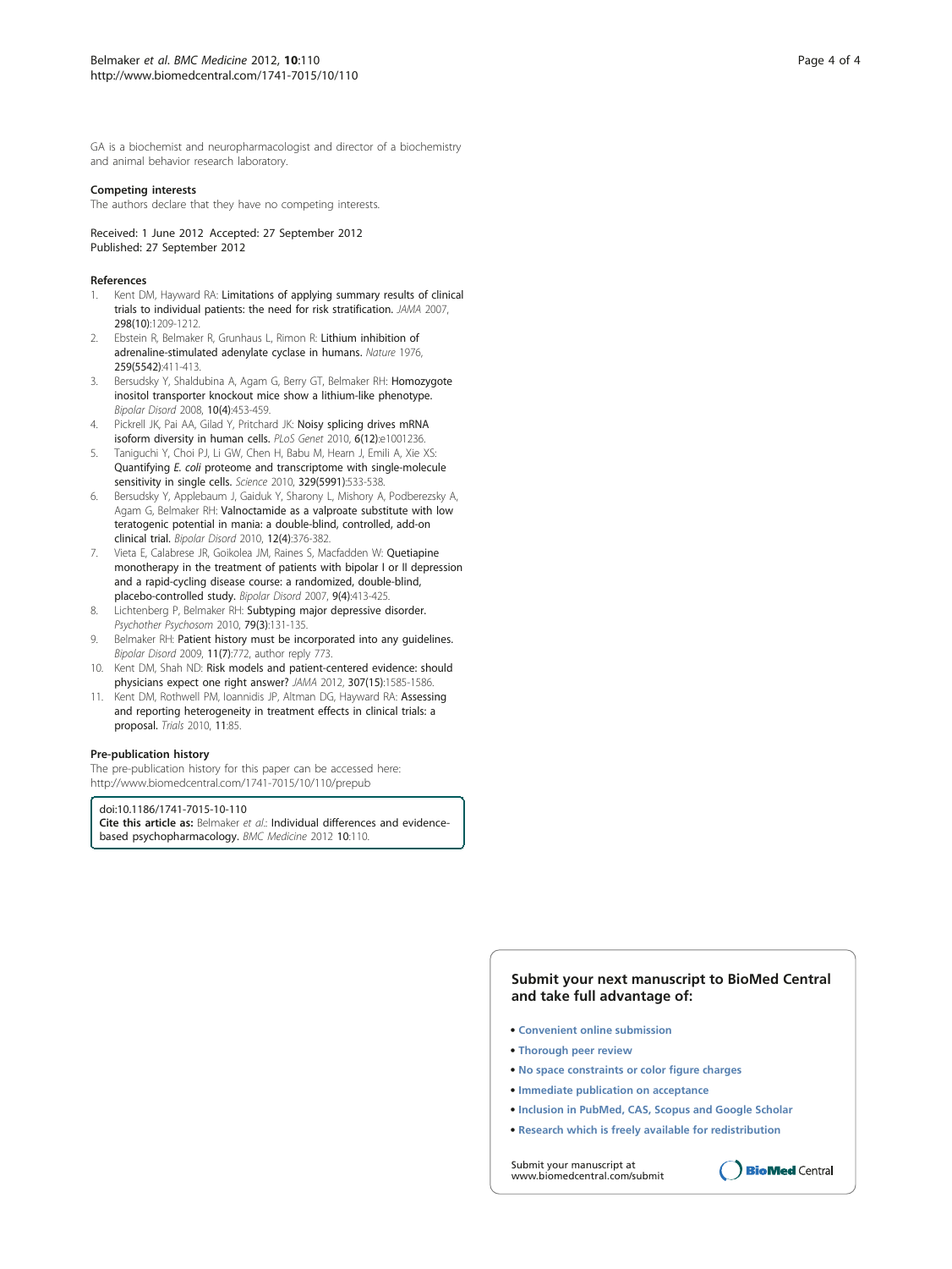GA is a biochemist and neuropharmacologist and director of a biochemistry and animal behavior research laboratory.

#### Competing interests

The authors declare that they have no competing interests.

Received: 1 June 2012 Accepted: 27 September 2012
Published: 27 September 2012

#### References

1. Kent DM, Hayward RA: **Limitations of applying summary results of clinical trials to individual patients: the need for risk stratification.** *JAMA* 2007, **298(10)**:1209-1212.
2. Ebstein R, Belmaker R, Grunhaus L, Rimon R: **Lithium inhibition of adrenaline-stimulated adenylate cyclase in humans.** *Nature* 1976, **259(5542)**:411-413.
3. Bersudsky Y, Shaldubina A, Agam G, Berry GT, Belmaker RH: **Homozygote inositol transporter knockout mice show a lithium-like phenotype.** *Bipolar Disord* 2008, **10(4)**:453-459.
4. Pickrell JK, Pai AA, Gilad Y, Pritchard JK: **Noisy splicing drives mRNA isoform diversity in human cells.** *PLoS Genet* 2010, **6(12)**:e1001236.
5. Taniguchi Y, Choi PJ, Li GW, Chen H, Babu M, Hearn J, Emili A, Xie XS: **Quantifying *E. coli* proteome and transcriptome with single-molecule sensitivity in single cells.** *Science* 2010, **329(5991)**:533-538.
6. Bersudsky Y, Applebaum J, Gaiduk Y, Sharony L, Mishory A, Podberezsky A, Agam G, Belmaker RH: **Valnoctamide as a valproate substitute with low teratogenic potential in mania: a double-blind, controlled, add-on clinical trial.** *Bipolar Disord* 2010, **12(4)**:376-382.
7. Vieta E, Calabrese JR, Goikolea JM, Raines S, Macfadden W: **Quetiapine monotherapy in the treatment of patients with bipolar I or II depression and a rapid-cycling disease course: a randomized, double-blind, placebo-controlled study.** *Bipolar Disord* 2007, **9(4)**:413-425.
8. Lichtenberg P, Belmaker RH: **Subtyping major depressive disorder.** *Psychother Psychosom* 2010, **79(3)**:131-135.
9. Belmaker RH: **Patient history must be incorporated into any guidelines.** *Bipolar Disord* 2009, **11(7)**:772, author reply 773.
10. Kent DM, Shah ND: **Risk models and patient-centered evidence: should physicians expect one right answer?** *JAMA* 2012, **307(15)**:1585-1586.
11. Kent DM, Rothwell PM, Ioannidis JP, Altman DG, Hayward RA: **Assessing and reporting heterogeneity in treatment effects in clinical trials: a proposal.** *Trials* 2010, **11**:85.

#### Pre-publication history

The pre-publication history for this paper can be accessed here:
http://www.biomedcentral.com/1741-7015/10/110/prepub

doi:10.1186/1741-7015-10-110
**Cite this article as:** Belmaker *et al.*: Individual differences and evidence-based psychopharmacology. *BMC Medicine* 2012 **10**:110.

**Submit your next manuscript to BioMed Central and take full advantage of:**

- Convenient online submission
- Thorough peer review
- No space constraints or color figure charges
- Immediate publication on acceptance
- Inclusion in PubMed, CAS, Scopus and Google Scholar
- Research which is freely available for redistribution

Submit your manuscript at
www.biomedcentral.com/submit

BioMed Central